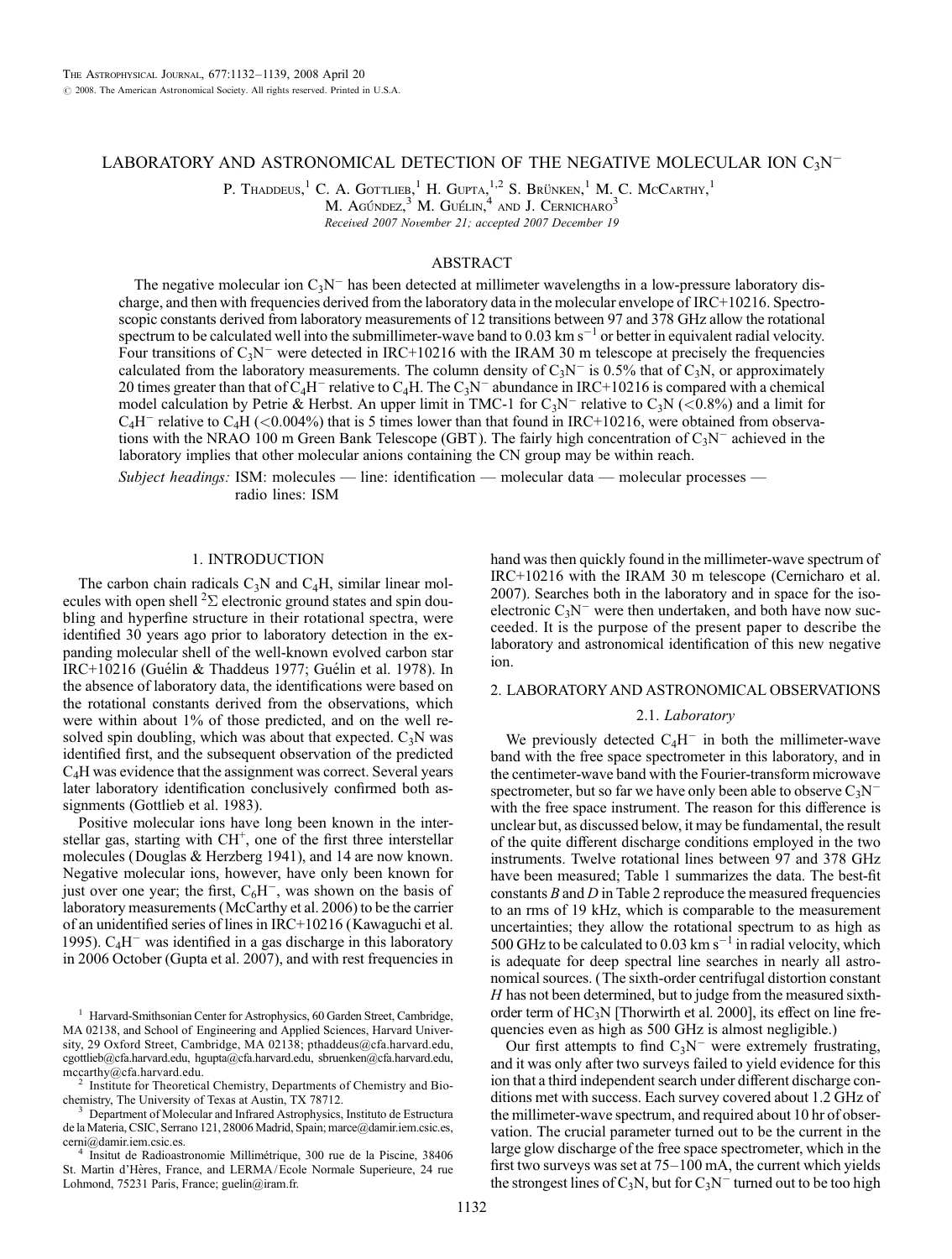# LABORATORY AND ASTRONOMICAL DETECTION OF THE NEGATIVE MOLECULAR ION $C_3N^-$

P. Thaddeus,[1] C. A. Gottlieb,[1] H. Gupta,[1,2] S. Brünken,[1] M. C. McCarthy,[1] M. Agúndez,[3] M. Guélin,[4] and J. Cernicharo[3]

*Received 2007 November 21; accepted 2007 December 19*

## ABSTRACT

The negative molecular ion $C_3N^-$ has been detected at millimeter wavelengths in a low-pressure laboratory discharge, and then with frequencies derived from the laboratory data in the molecular envelope of IRC+10216. Spectroscopic constants derived from laboratory measurements of 12 transitions between 97 and 378 GHz allow the rotational spectrum to be calculated well into the submillimeter-wave band to 0.03 km s$^{-1}$ or better in equivalent radial velocity. Four transitions of $C_3N^-$ were detected in IRC+10216 with the IRAM 30 m telescope at precisely the frequencies calculated from the laboratory measurements. The column density of $C_3N^-$ is 0.5% that of $C_3N$, or approximately 20 times greater than that of $C_4H^-$ relative to $C_4H$. The $C_3N^-$ abundance in IRC+10216 is compared with a chemical model calculation by Petrie & Herbst. An upper limit in TMC-1 for $C_3N^-$ relative to $C_3N$ (<0.8%) and a limit for $C_4H^-$ relative to $C_4H$ (<0.004%) that is 5 times lower than that found in IRC+10216, were obtained from observations with the NRAO 100 m Green Bank Telescope (GBT). The fairly high concentration of $C_3N^-$ achieved in the laboratory implies that other molecular anions containing the CN group may be within reach.

*Subject headings:* ISM: molecules — line: identification — molecular data — molecular processes — radio lines: ISM

## 1. INTRODUCTION

The carbon chain radicals $C_3N$ and $C_4H$, similar linear molecules with open shell $^2\Sigma$ electronic ground states and spin doubling and hyperfine structure in their rotational spectra, were identified 30 years ago prior to laboratory detection in the expanding molecular shell of the well-known evolved carbon star IRC+10216 (Guélin & Thaddeus 1977; Guélin et al. 1978). In the absence of laboratory data, the identifications were based on the rotational constants derived from the observations, which were within about 1% of those predicted, and on the well resolved spin doubling, which was about that expected. $C_3N$ was identified first, and the subsequent observation of the predicted $C_4H$ was evidence that the assignment was correct. Several years later laboratory identification conclusively confirmed both assignments (Gottlieb et al. 1983).

Positive molecular ions have long been known in the interstellar gas, starting with $CH^+$, one of the first three interstellar molecules (Douglas & Herzberg 1941), and 14 are now known. Negative molecular ions, however, have only been known for just over one year; the first, $C_6H^-$, was shown on the basis of laboratory measurements (McCarthy et al. 2006) to be the carrier of an unidentified series of lines in IRC+10216 (Kawaguchi et al. 1995). $C_4H^-$ was identified in a gas discharge in this laboratory in 2006 October (Gupta et al. 2007), and with rest frequencies in hand was then quickly found in the millimeter-wave spectrum of IRC+10216 with the IRAM 30 m telescope (Cernicharo et al. 2007). Searches both in the laboratory and in space for the isoelectronic $C_3N^-$ were then undertaken, and both have now succeeded. It is the purpose of the present paper to describe the laboratory and astronomical identification of this new negative ion.

## 2. LABORATORY AND ASTRONOMICAL OBSERVATIONS

### 2.1. *Laboratory*

We previously detected $C_4H^-$ in both the millimeter-wave band with the free space spectrometer in this laboratory, and in the centimeter-wave band with the Fourier-transform microwave spectrometer, but so far we have only been able to observe $C_3N^-$ with the free space instrument. The reason for this difference is unclear but, as discussed below, it may be fundamental, the result of the quite different discharge conditions employed in the two instruments. Twelve rotational lines between 97 and 378 GHz have been measured; Table 1 summarizes the data. The best-fit constants $B$ and $D$ in Table 2 reproduce the measured frequencies to an rms of 19 kHz, which is comparable to the measurement uncertainties; they allow the rotational spectrum to as high as 500 GHz to be calculated to 0.03 km s$^{-1}$ in radial velocity, which is adequate for deep spectral line searches in nearly all astronomical sources. (The sixth-order centrifugal distortion constant $H$ has not been determined, but to judge from the measured sixth-order term of $HC_3N$ [Thorwirth et al. 2000], its effect on line frequencies even as high as 500 GHz is almost negligible.)

Our first attempts to find $C_3N^-$ were extremely frustrating, and it was only after two surveys failed to yield evidence for this ion that a third independent search under different discharge conditions met with success. Each survey covered about 1.2 GHz of the millimeter-wave spectrum, and required about 10 hr of observation. The crucial parameter turned out to be the current in the large glow discharge of the free space spectrometer, which in the first two surveys was set at 75–100 mA, the current which yields the strongest lines of $C_3N$, but for $C_3N^-$ turned out to be too high

---

[1] Harvard-Smithsonian Center for Astrophysics, 60 Garden Street, Cambridge, MA 02138, and School of Engineering and Applied Sciences, Harvard University, 29 Oxford Street, Cambridge, MA 02138; pthaddeus@cfa.harvard.edu, cgottlieb@cfa.harvard.edu, hgupta@cfa.harvard.edu, sbruenken@cfa.harvard.edu, mccarthy@cfa.harvard.edu.

[2] Institute for Theoretical Chemistry, Departments of Chemistry and Biochemistry, The University of Texas at Austin, TX 78712.

[3] Department of Molecular and Infrared Astrophysics, Instituto de Estructura de la Materia, CSIC, Serrano 121, 28006 Madrid, Spain; marce@damir.iem.csic.es, cerni@damir.iem.csic.es.

[4] Insitut de Radioastronomie Millimétrique, 300 rue de la Piscine, 38406 St. Martin d'Hères, France, and LERMA/École Normale Superieure, 24 rue Lohmond, 75231 Paris, France; guelin@iram.fr.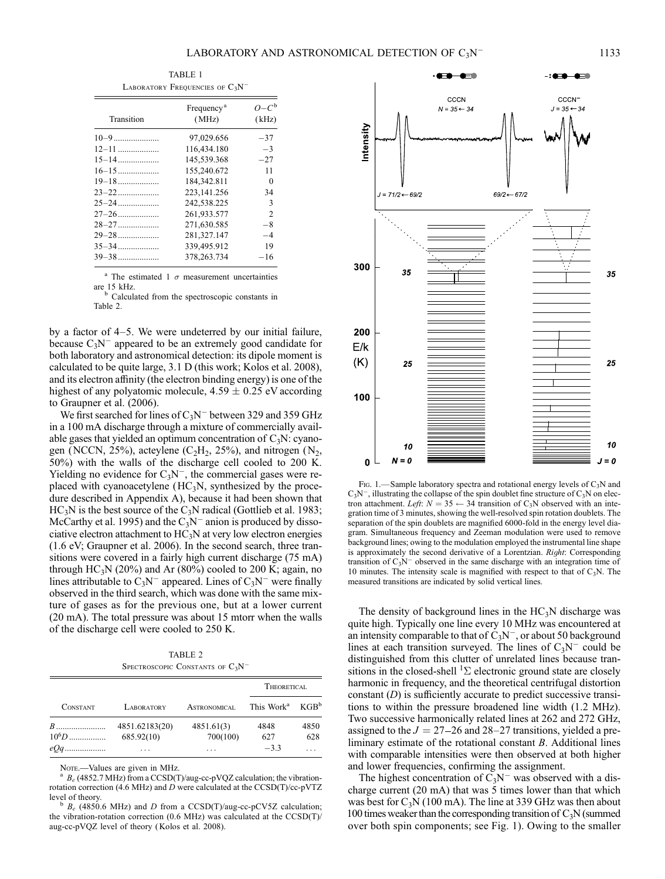TABLE 1

Laboratory Frequencies of $C_3N^-$

| Transition | Frequency[a] (MHz) | $O-C$[b] (kHz) |
| --- | --- | --- |
| 10–9 | 97,029.656 | −37 |
| 12–11 | 116,434.180 | −3 |
| 15–14 | 145,539.368 | −27 |
| 16–15 | 155,240.672 | 11 |
| 19–18 | 184,342.811 | 0 |
| 23–22 | 223,141.256 | 34 |
| 25–24 | 242,538.225 | 3 |
| 27–26 | 261,933.577 | 2 |
| 28–27 | 271,630.585 | −8 |
| 29–28 | 281,327.147 | −4 |
| 35–34 | 339,495.912 | 19 |
| 39–38 | 378,263.734 | −16 |

[a] The estimated 1 $\sigma$ measurement uncertainties are 15 kHz.

[b] Calculated from the spectroscopic constants in Table 2.

by a factor of 4–5. We were undeterred by our initial failure, because $C_3N^-$ appeared to be an extremely good candidate for both laboratory and astronomical detection: its dipole moment is calculated to be quite large, 3.1 D (this work; Kolos et al. 2008), and its electron affinity (the electron binding energy) is one of the highest of any polyatomic molecule, $4.59 \pm 0.25$ eV according to Graupner et al. (2006).

We first searched for lines of $C_3N^-$ between 329 and 359 GHz in a 100 mA discharge through a mixture of commercially available gases that yielded an optimum concentration of $C_3N$: cyanogen (NCCN, 25%), acteylene ($C_2H_2$, 25%), and nitrogen ($N_2$, 50%) with the walls of the discharge cell cooled to 200 K. Yielding no evidence for $C_3N^-$, the commercial gases were replaced with cyanoacetylene ($HC_3N$, synthesized by the procedure described in Appendix A), because it had been shown that $HC_3N$ is the best source of the $C_3N$ radical (Gottlieb et al. 1983; McCarthy et al. 1995) and the $C_3N^-$ anion is produced by dissociative electron attachment to $HC_3N$ at very low electron energies (1.6 eV; Graupner et al. 2006). In the second search, three transitions were covered in a fairly high current discharge (75 mA) through $HC_3N$ (20%) and Ar (80%) cooled to 200 K; again, no lines attributable to $C_3N^-$ appeared. Lines of $C_3N^-$ were finally observed in the third search, which was done with the same mixture of gases as for the previous one, but at a lower current (20 mA). The total pressure was about 15 mtorr when the walls of the discharge cell were cooled to 250 K.

TABLE 2

Spectroscopic Constants of $C_3N^-$

| Constant | Laboratory | Astronomical | Theoretical: This Work[a] | Theoretical: KGB[b] |
| --- | --- | --- | --- | --- |
| $B$ | 4851.62183(20) | 4851.61(3) | 4848 | 4850 |
| $10^6D$ | 685.92(10) | 700(100) | 627 | 628 |
| $eQq$ | ... | ... | −3.3 | ... |

Note.—Values are given in MHz.

[a] $B_e$ (4852.7 MHz) from a CCSD(T)/aug-cc-pVQZ calculation; the vibration-rotation correction (4.6 MHz) and $D$ were calculated at the CCSD(T)/cc-pVTZ level of theory.

[b] $B_e$ (4850.6 MHz) and $D$ from a CCSD(T)/aug-cc-pCV5Z calculation; the vibration-rotation correction (0.6 MHz) was calculated at the CCSD(T)/aug-cc-pVQZ level of theory (Kolos et al. 2008).

Fig. 1.—Sample laboratory spectra and rotational energy levels of $C_3N$ and $C_3N^-$, illustrating the collapse of the spin doublet fine structure of $C_3N$ on electron attachment. *Left*: $N = 35 \leftarrow 34$ transition of $C_3N$ observed with an integration time of 3 minutes, showing the well-resolved spin rotation doublets. The separation of the spin doublets are magnified 6000-fold in the energy level diagram. Simultaneous frequency and Zeeman modulation were used to remove background lines; owing to the modulation employed the instrumental line shape is approximately the second derivative of a Lorentzian. *Right*: Corresponding transition of $C_3N^-$ observed in the same discharge with an integration time of 10 minutes. The intensity scale is magnified with respect to that of $C_3N$. The measured transitions are indicated by solid vertical lines.

The density of background lines in the $HC_3N$ discharge was quite high. Typically one line every 10 MHz was encountered at an intensity comparable to that of $C_3N^-$, or about 50 background lines at each transition surveyed. The lines of $C_3N^-$ could be distinguished from this clutter of unrelated lines because transitions in the closed-shell $^1\Sigma$ electronic ground state are closely harmonic in frequency, and the theoretical centrifugal distortion constant ($D$) is sufficiently accurate to predict successive transitions to within the pressure broadened line width (1.2 MHz). Two successive harmonically related lines at 262 and 272 GHz, assigned to the $J = 27$–26 and 28–27 transitions, yielded a preliminary estimate of the rotational constant $B$. Additional lines with comparable intensities were then observed at both higher and lower frequencies, confirming the assignment.

The highest concentration of $C_3N^-$ was observed with a discharge current (20 mA) that was 5 times lower than that which was best for $C_3N$ (100 mA). The line at 339 GHz was then about 100 times weaker than the corresponding transition of $C_3N$ (summed over both spin components; see Fig. 1). Owing to the smaller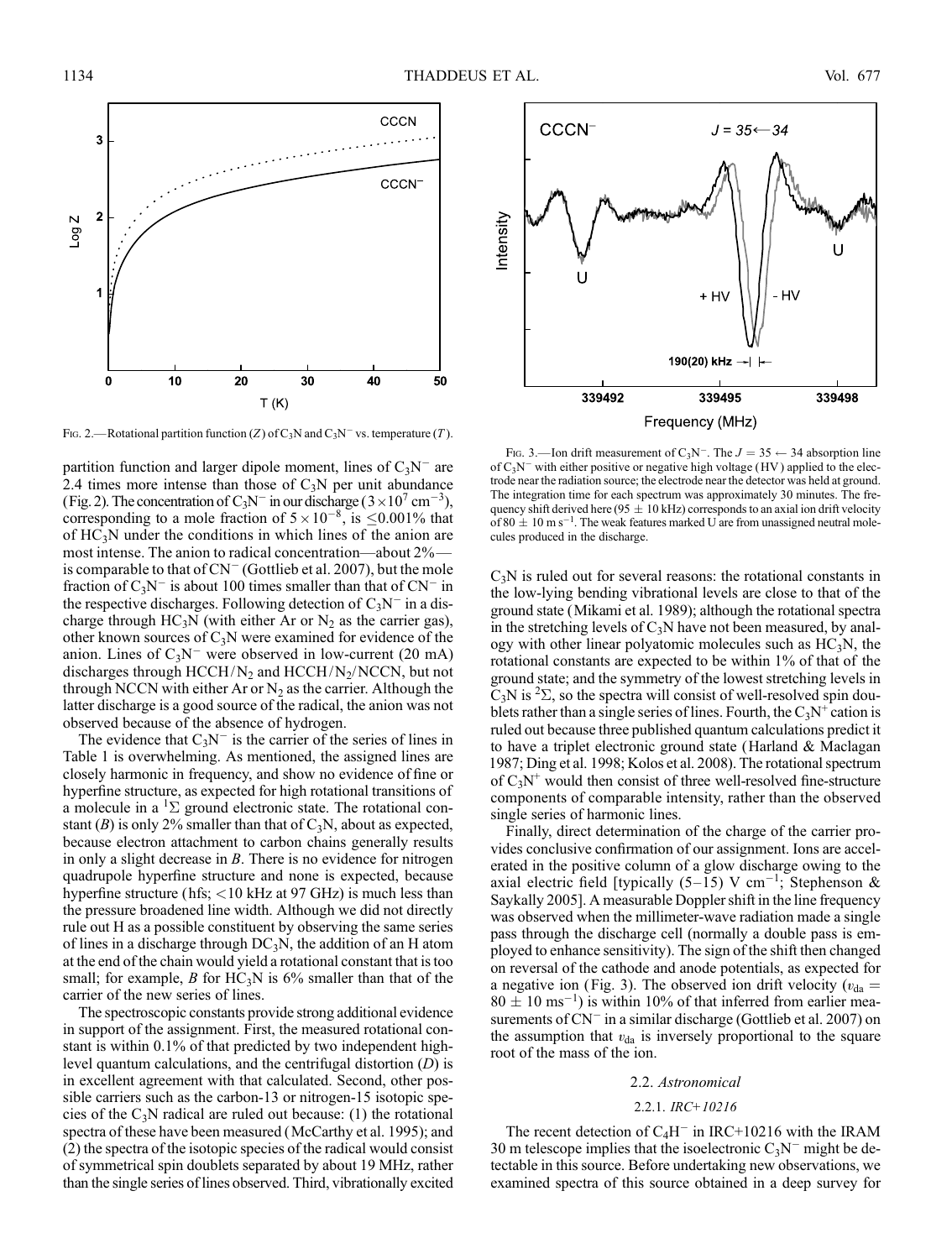Fig. 2.—Rotational partition function ($Z$) of $C_3N$ and $C_3N^-$ vs. temperature ($T$).

Fig. 3.—Ion drift measurement of $C_3N^-$. The $J = 35 \leftarrow 34$ absorption line of $C_3N^-$ with either positive or negative high voltage (HV) applied to the electrode near the radiation source; the electrode near the detector was held at ground. The integration time for each spectrum was approximately 30 minutes. The frequency shift derived here ($95 \pm 10$ kHz) corresponds to an axial ion drift velocity of $80 \pm 10$ m s$^{-1}$. The weak features marked U are from unassigned neutral molecules produced in the discharge.

partition function and larger dipole moment, lines of $C_3N^-$ are 2.4 times more intense than those of $C_3N$ per unit abundance (Fig. 2). The concentration of $C_3N^-$ in our discharge ($3 \times 10^7$ cm$^{-3}$), corresponding to a mole fraction of $5 \times 10^{-8}$, is $\leq$0.001% that of $HC_3N$ under the conditions in which lines of the anion are most intense. The anion to radical concentration—about 2%—is comparable to that of $CN^-$ (Gottlieb et al. 2007), but the mole fraction of $C_3N^-$ is about 100 times smaller than that of $CN^-$ in the respective discharges. Following detection of $C_3N^-$ in a discharge through $HC_3N$ (with either Ar or $N_2$ as the carrier gas), other known sources of $C_3N$ were examined for evidence of the anion. Lines of $C_3N^-$ were observed in low-current (20 mA) discharges through $HCCH/N_2$ and $HCCH/N_2$/NCCN, but not through NCCN with either Ar or $N_2$ as the carrier. Although the latter discharge is a good source of the radical, the anion was not observed because of the absence of hydrogen.

The evidence that $C_3N^-$ is the carrier of the series of lines in Table 1 is overwhelming. As mentioned, the assigned lines are closely harmonic in frequency, and show no evidence of fine or hyperfine structure, as expected for high rotational transitions of a molecule in a $^1\Sigma$ ground electronic state. The rotational constant ($B$) is only 2% smaller than that of $C_3N$, about as expected, because electron attachment to carbon chains generally results in only a slight decrease in $B$. There is no evidence for nitrogen quadrupole hyperfine structure and none is expected, because hyperfine structure (hfs; <10 kHz at 97 GHz) is much less than the pressure broadened line width. Although we did not directly rule out H as a possible constituent by observing the same series of lines in a discharge through $DC_3N$, the addition of an H atom at the end of the chain would yield a rotational constant that is too small; for example, $B$ for $HC_3N$ is 6% smaller than that of the carrier of the new series of lines.

The spectroscopic constants provide strong additional evidence in support of the assignment. First, the measured rotational constant is within 0.1% of that predicted by two independent high-level quantum calculations, and the centrifugal distortion ($D$) is in excellent agreement with that calculated. Second, other possible carriers such as the carbon-13 or nitrogen-15 isotopic species of the $C_3N$ radical are ruled out because: (1) the rotational spectra of these have been measured (McCarthy et al. 1995); and (2) the spectra of the isotopic species of the radical would consist of symmetrical spin doublets separated by about 19 MHz, rather than the single series of lines observed. Third, vibrationally excited $C_3N$ is ruled out for several reasons: the rotational constants in the low-lying bending vibrational levels are close to that of the ground state (Mikami et al. 1989); although the rotational spectra in the stretching levels of $C_3N$ have not been measured, by analogy with other linear polyatomic molecules such as $HC_3N$, the rotational constants are expected to be within 1% of that of the ground state; and the symmetry of the lowest stretching levels in $C_3N$ is $^2\Sigma$, so the spectra will consist of well-resolved spin doublets rather than a single series of lines. Fourth, the $C_3N^+$ cation is ruled out because three published quantum calculations predict it to have a triplet electronic ground state (Harland & Maclagan 1987; Ding et al. 1998; Kolos et al. 2008). The rotational spectrum of $C_3N^+$ would then consist of three well-resolved fine-structure components of comparable intensity, rather than the observed single series of harmonic lines.

Finally, direct determination of the charge of the carrier provides conclusive confirmation of our assignment. Ions are accelerated in the positive column of a glow discharge owing to the axial electric field [typically (5–15) V cm$^{-1}$; Stephenson & Saykally 2005]. A measurable Doppler shift in the line frequency was observed when the millimeter-wave radiation made a single pass through the discharge cell (normally a double pass is employed to enhance sensitivity). The sign of the shift then changed on reversal of the cathode and anode potentials, as expected for a negative ion (Fig. 3). The observed ion drift velocity ($v_{da} = 80 \pm 10$ ms$^{-1}$) is within 10% of that inferred from earlier measurements of $CN^-$ in a similar discharge (Gottlieb et al. 2007) on the assumption that $v_{da}$ is inversely proportional to the square root of the mass of the ion.

## 2.2. *Astronomical*

### 2.2.1. *IRC+10216*

The recent detection of $C_4H^-$ in IRC+10216 with the IRAM 30 m telescope implies that the isoelectronic $C_3N^-$ might be detectable in this source. Before undertaking new observations, we examined spectra of this source obtained in a deep survey for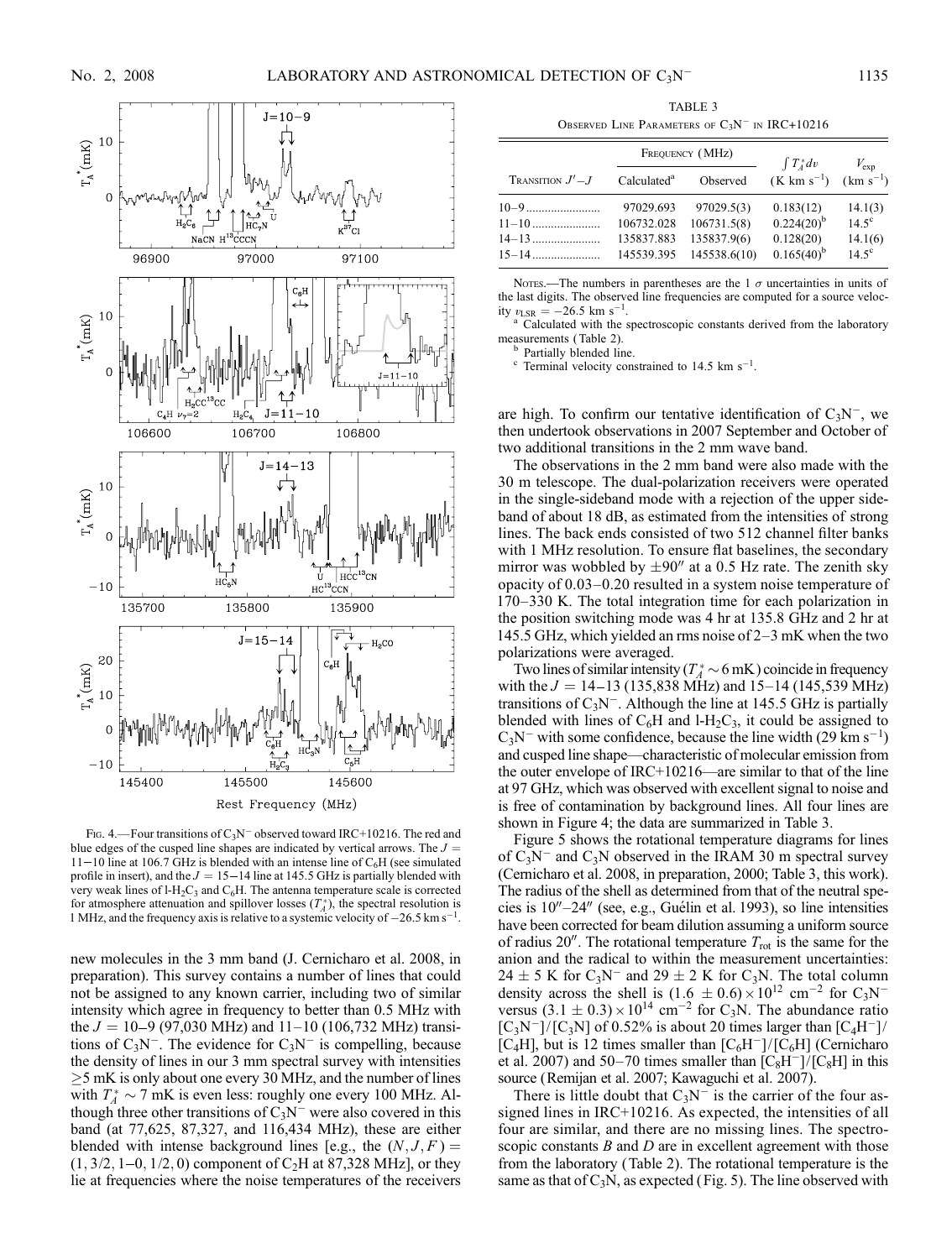FIG. 4.—Four transitions of $C_3N^-$ observed toward IRC+10216. The red and blue edges of the cusped line shapes are indicated by vertical arrows. The $J = 11-10$ line at 106.7 GHz is blended with an intense line of $C_6H$ (see simulated profile in insert), and the $J = 15-14$ line at 145.5 GHz is partially blended with very weak lines of l-$H_2C_3$ and $C_6H$. The antenna temperature scale is corrected for atmosphere attenuation and spillover losses ($T_A^*$), the spectral resolution is 1 MHz, and the frequency axis is relative to a systemic velocity of $-26.5$ km s$^{-1}$.

new molecules in the 3 mm band (J. Cernicharo et al. 2008, in preparation). This survey contains a number of lines that could not be assigned to any known carrier, including two of similar intensity which agree in frequency to better than 0.5 MHz with the $J = 10-9$ (97,030 MHz) and $11-10$ (106,732 MHz) transitions of $C_3N^-$. The evidence for $C_3N^-$ is compelling, because the density of lines in our 3 mm spectral survey with intensities $\geq 5$ mK is only about one every 30 MHz, and the number of lines with $T_A^* \sim 7$ mK is even less: roughly one every 100 MHz. Although three other transitions of $C_3N^-$ were also covered in this band (at 77,625, 87,327, and 116,434 MHz), these are either blended with intense background lines [e.g., the $(N, J, F) = (1, 3/2, 1-0, 1/2, 0)$ component of $C_2H$ at 87,328 MHz], or they lie at frequencies where the noise temperatures of the receivers are high. To confirm our tentative identification of $C_3N^-$, we then undertook observations in 2007 September and October of two additional transitions in the 2 mm wave band.

TABLE 3

Observed Line Parameters of $C_3N^-$ in IRC+10216

| Transition $J'-J$ | Frequency (MHz) | | $\int T_A^* dv$ | $V_{exp}$ |
|---|---|---|---|---|
| | Calculated[a] | Observed | (K km s$^{-1}$) | (km s$^{-1}$) |
| 10–9 | 97029.693 | 97029.5(3) | 0.183(12) | 14.1(3) |
| 11–10 | 106732.028 | 106731.5(8) | 0.224(20)[b] | 14.5[c] |
| 14–13 | 135837.883 | 135837.9(6) | 0.128(20) | 14.1(6) |
| 15–14 | 145539.395 | 145538.6(10) | 0.165(40)[b] | 14.5[c] |

Notes.—The numbers in parentheses are the 1 $\sigma$ uncertainties in units of the last digits. The observed line frequencies are computed for a source velocity $v_{LSR} = -26.5$ km s$^{-1}$.

[a] Calculated with the spectroscopic constants derived from the laboratory measurements (Table 2).

[b] Partially blended line.

[c] Terminal velocity constrained to 14.5 km s$^{-1}$.

The observations in the 2 mm band were also made with the 30 m telescope. The dual-polarization receivers were operated in the single-sideband mode with a rejection of the upper sideband of about 18 dB, as estimated from the intensities of strong lines. The back ends consisted of two 512 channel filter banks with 1 MHz resolution. To ensure flat baselines, the secondary mirror was wobbled by $\pm 90''$ at a 0.5 Hz rate. The zenith sky opacity of 0.03–0.20 resulted in a system noise temperature of 170–330 K. The total integration time for each polarization in the position switching mode was 4 hr at 135.8 GHz and 2 hr at 145.5 GHz, which yielded an rms noise of 2–3 mK when the two polarizations were averaged.

Two lines of similar intensity ($T_A^* \sim 6$ mK) coincide in frequency with the $J = 14-13$ (135,838 MHz) and $15-14$ (145,539 MHz) transitions of $C_3N^-$. Although the line at 145.5 GHz is partially blended with lines of $C_6H$ and l-$H_2C_3$, it could be assigned to $C_3N^-$ with some confidence, because the line width (29 km s$^{-1}$) and cusped line shape—characteristic of molecular emission from the outer envelope of IRC+10216—are similar to that of the line at 97 GHz, which was observed with excellent signal to noise and is free of contamination by background lines. All four lines are shown in Figure 4; the data are summarized in Table 3.

Figure 5 shows the rotational temperature diagrams for lines of $C_3N^-$ and $C_3N$ observed in the IRAM 30 m spectral survey (Cernicharo et al. 2008, in preparation, 2000; Table 3, this work). The radius of the shell as determined from that of the neutral species is $10''$–$24''$ (see, e.g., Guélin et al. 1993), so line intensities have been corrected for beam dilution assuming a uniform source of radius $20''$. The rotational temperature $T_{rot}$ is the same for the anion and the radical to within the measurement uncertainties: $24 \pm 5$ K for $C_3N^-$ and $29 \pm 2$ K for $C_3N$. The total column density across the shell is $(1.6 \pm 0.6) \times 10^{12}$ cm$^{-2}$ for $C_3N^-$ versus $(3.1 \pm 0.3) \times 10^{14}$ cm$^{-2}$ for $C_3N$. The abundance ratio $[C_3N^-]/[C_3N]$ of 0.52% is about 20 times larger than $[C_4H^-]/[C_4H]$, but is 12 times smaller than $[C_6H^-]/[C_6H]$ (Cernicharo et al. 2007) and 50–70 times smaller than $[C_8H^-]/[C_8H]$ in this source (Remijan et al. 2007; Kawaguchi et al. 2007).

There is little doubt that $C_3N^-$ is the carrier of the four assigned lines in IRC+10216. As expected, the intensities of all four are similar, and there are no missing lines. The spectroscopic constants $B$ and $D$ are in excellent agreement with those from the laboratory (Table 2). The rotational temperature is the same as that of $C_3N$, as expected (Fig. 5). The line observed with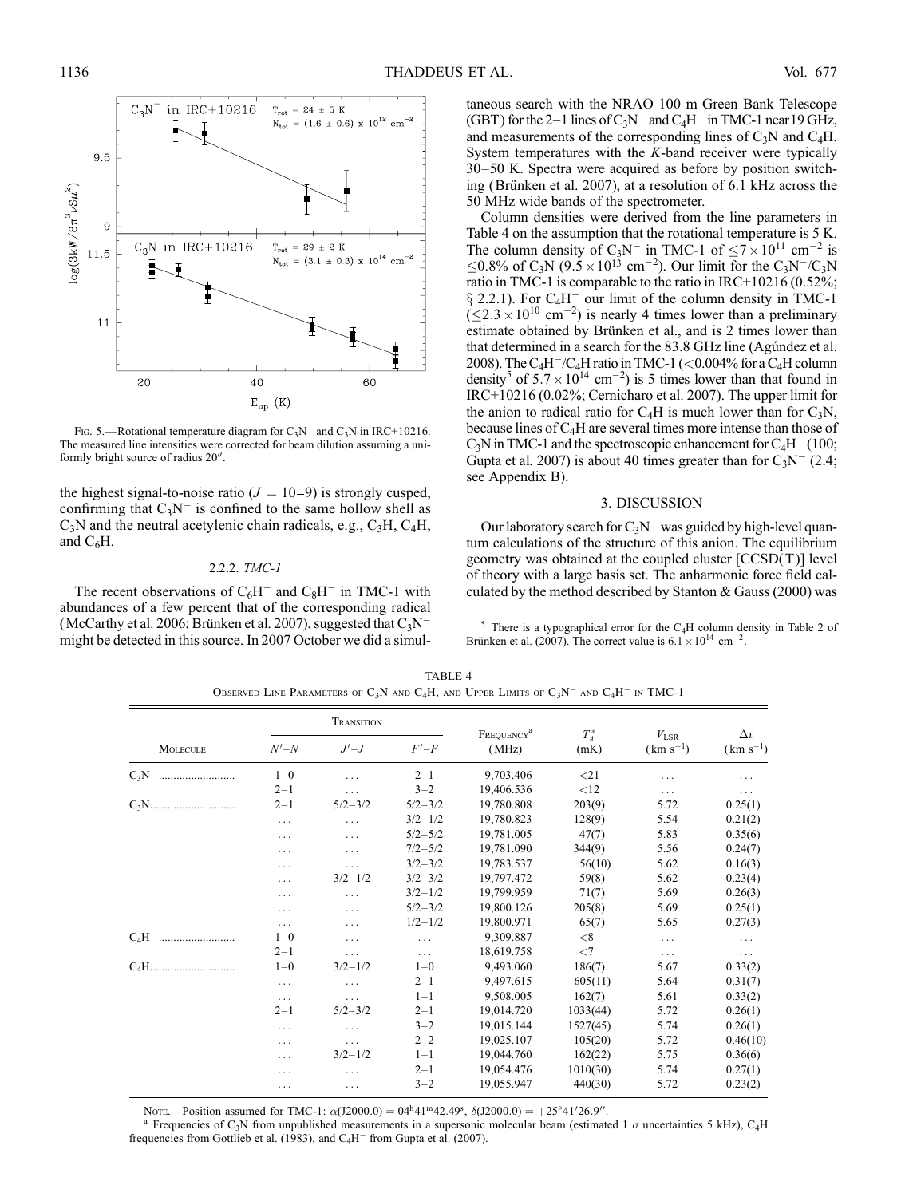FIG. 5.—Rotational temperature diagram for $C_3N^-$ and $C_3N$ in IRC+10216. The measured line intensities were corrected for beam dilution assuming a uniformly bright source of radius 20″.

the highest signal-to-noise ratio ($J = 10$–$9$) is strongly cusped, confirming that $C_3N^-$ is confined to the same hollow shell as $C_3N$ and the neutral acetylenic chain radicals, e.g., $C_3H$, $C_4H$, and $C_6H$.

### 2.2.2. *TMC-1*

The recent observations of $C_6H^-$ and $C_8H^-$ in TMC-1 with abundances of a few percent that of the corresponding radical (McCarthy et al. 2006; Brünken et al. 2007), suggested that $C_3N^-$ might be detected in this source. In 2007 October we did a simultaneous search with the NRAO 100 m Green Bank Telescope (GBT) for the 2–1 lines of $C_3N^-$ and $C_4H^-$ in TMC-1 near 19 GHz, and measurements of the corresponding lines of $C_3N$ and $C_4H$. System temperatures with the *K*-band receiver were typically 30–50 K. Spectra were acquired as before by position switching (Brünken et al. 2007), at a resolution of 6.1 kHz across the 50 MHz wide bands of the spectrometer.

Column densities were derived from the line parameters in Table 4 on the assumption that the rotational temperature is 5 K. The column density of $C_3N^-$ in TMC-1 of $\leq 7 \times 10^{11}$ cm$^{-2}$ is $\leq 0.8\%$ of $C_3N$ ($9.5 \times 10^{13}$ cm$^{-2}$). Our limit for the $C_3N^-/C_3N$ ratio in TMC-1 is comparable to the ratio in IRC+10216 (0.52%; § 2.2.1). For $C_4H^-$ our limit of the column density in TMC-1 ($\leq 2.3 \times 10^{10}$ cm$^{-2}$) is nearly 4 times lower than a preliminary estimate obtained by Brünken et al., and is 2 times lower than that determined in a search for the 83.8 GHz line (Agúndez et al. 2008). The $C_4H^-/C_4H$ ratio in TMC-1 ($<0.004\%$ for a $C_4H$ column density[5] of $5.7 \times 10^{14}$ cm$^{-2}$) is 5 times lower than that found in IRC+10216 (0.02%; Cernicharo et al. 2007). The upper limit for the anion to radical ratio for $C_4H$ is much lower than for $C_3N$, because lines of $C_4H$ are several times more intense than those of $C_3N$ in TMC-1 and the spectroscopic enhancement for $C_4H^-$ (100; Gupta et al. 2007) is about 40 times greater than for $C_3N^-$ (2.4; see Appendix B).

## 3. DISCUSSION

Our laboratory search for $C_3N^-$ was guided by high-level quantum calculations of the structure of this anion. The equilibrium geometry was obtained at the coupled cluster [CCSD(T)] level of theory with a large basis set. The anharmonic force field calculated by the method described by Stanton & Gauss (2000) was

[5] There is a typographical error for the $C_4H$ column density in Table 2 of Brünken et al. (2007). The correct value is $6.1 \times 10^{14}$ cm$^{-2}$.

TABLE 4
OBSERVED LINE PARAMETERS OF $C_3N$ AND $C_4H$, AND UPPER LIMITS OF $C_3N^-$ AND $C_4H^-$ IN TMC-1

| Molecule | Transition | | | Frequency[a] (MHz) | $T_A^*$ (mK) | $V_{LSR}$ (km s$^{-1}$) | $\Delta v$ (km s$^{-1}$) |
|---|---|---|---|---|---|---|---|
| | $N'$–$N$ | $J'$–$J$ | $F'$–$F$ | | | | |
| $C_3N^-$ | 1–0 | ... | 2–1 | 9,703.406 | <21 | ... | ... |
| | 2–1 | ... | 3–2 | 19,406.536 | <12 | ... | ... |
| $C_3N$ | 2–1 | 5/2–3/2 | 5/2–3/2 | 19,780.808 | 203(9) | 5.72 | 0.25(1) |
| | ... | ... | 3/2–1/2 | 19,780.823 | 128(9) | 5.54 | 0.21(2) |
| | ... | ... | 5/2–5/2 | 19,781.005 | 47(7) | 5.83 | 0.35(6) |
| | ... | ... | 7/2–5/2 | 19,781.090 | 344(9) | 5.56 | 0.24(7) |
| | ... | ... | 3/2–3/2 | 19,783.537 | 56(10) | 5.62 | 0.16(3) |
| | ... | 3/2–1/2 | 3/2–3/2 | 19,797.472 | 59(8) | 5.62 | 0.23(4) |
| | ... | ... | 3/2–1/2 | 19,799.959 | 71(7) | 5.69 | 0.26(3) |
| | ... | ... | 5/2–3/2 | 19,800.126 | 205(8) | 5.69 | 0.25(1) |
| | ... | ... | 1/2–1/2 | 19,800.971 | 65(7) | 5.65 | 0.27(3) |
| $C_4H^-$ | 1–0 | ... | ... | 9,309.887 | <8 | ... | ... |
| | 2–1 | ... | ... | 18,619.758 | <7 | ... | ... |
| $C_4H$ | 1–0 | 3/2–1/2 | 1–0 | 9,493.060 | 186(7) | 5.67 | 0.33(2) |
| | ... | ... | 2–1 | 9,497.615 | 605(11) | 5.64 | 0.31(7) |
| | ... | ... | 1–1 | 9,508.005 | 162(7) | 5.61 | 0.33(2) |
| | 2–1 | 5/2–3/2 | 2–1 | 19,014.720 | 1033(44) | 5.72 | 0.26(1) |
| | ... | ... | 3–2 | 19,015.144 | 1527(45) | 5.74 | 0.26(1) |
| | ... | ... | 2–2 | 19,025.107 | 105(20) | 5.72 | 0.46(10) |
| | ... | 3/2–1/2 | 1–1 | 19,044.760 | 162(22) | 5.75 | 0.36(6) |
| | ... | ... | 2–1 | 19,054.476 | 1010(30) | 5.74 | 0.27(1) |
| | ... | ... | 3–2 | 19,055.947 | 440(30) | 5.72 | 0.23(2) |

NOTE.—Position assumed for TMC-1: $\alpha$(J2000.0) = 04$^h$41$^m$42.49$^s$, $\delta$(J2000.0) = +25°41′26.9″.

[a] Frequencies of $C_3N$ from unpublished measurements in a supersonic molecular beam (estimated 1 $\sigma$ uncertainties 5 kHz), $C_4H$ frequencies from Gottlieb et al. (1983), and $C_4H^-$ from Gupta et al. (2007).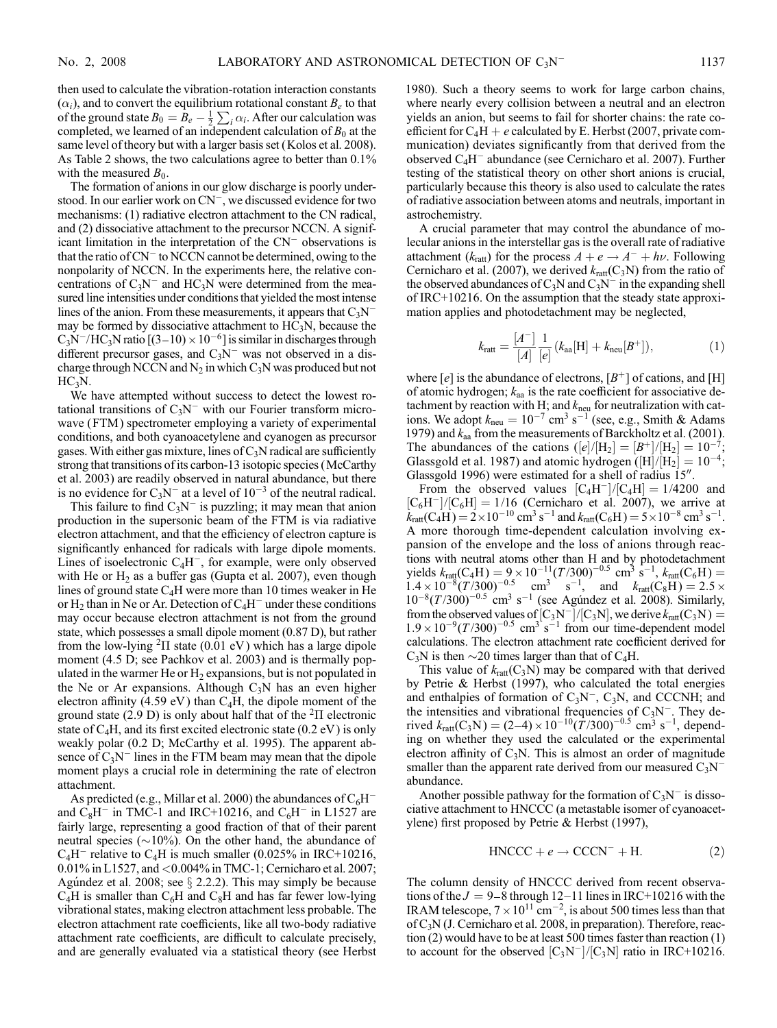then used to calculate the vibration-rotation interaction constants ($\alpha_i$), and to convert the equilibrium rotational constant $B_e$ to that of the ground state $B_0 = B_e - \frac{1}{2}\sum_i \alpha_i$. After our calculation was completed, we learned of an independent calculation of $B_0$ at the same level of theory but with a larger basis set (Kolos et al. 2008). As Table 2 shows, the two calculations agree to better than 0.1% with the measured $B_0$.

The formation of anions in our glow discharge is poorly understood. In our earlier work on $CN^-$, we discussed evidence for two mechanisms: (1) radiative electron attachment to the CN radical, and (2) dissociative attachment to the precursor NCCN. A significant limitation in the interpretation of the $CN^-$ observations is that the ratio of $CN^-$ to NCCN cannot be determined, owing to the nonpolarity of NCCN. In the experiments here, the relative concentrations of $C_3N^-$ and $HC_3N$ were determined from the measured line intensities under conditions that yielded the most intense lines of the anion. From these measurements, it appears that $C_3N^-$ may be formed by dissociative attachment to $HC_3N$, because the $C_3N^-/HC_3N$ ratio $[(3-10)\times10^{-6}]$ is similar in discharges through different precursor gases, and $C_3N^-$ was not observed in a discharge through NCCN and $N_2$ in which $C_3N$ was produced but not $HC_3N$.

We have attempted without success to detect the lowest rotational transitions of $C_3N^-$ with our Fourier transform microwave (FTM) spectrometer employing a variety of experimental conditions, and both cyanoacetylene and cyanogen as precursor gases. With either gas mixture, lines of $C_3N$ radical are sufficiently strong that transitions of its carbon-13 isotopic species (McCarthy et al. 2003) are readily observed in natural abundance, but there is no evidence for $C_3N^-$ at a level of $10^{-3}$ of the neutral radical.

This failure to find $C_3N^-$ is puzzling; it may mean that anion production in the supersonic beam of the FTM is via radiative electron attachment, and that the efficiency of electron capture is significantly enhanced for radicals with large dipole moments. Lines of isoelectronic $C_4H^-$, for example, were only observed with He or $H_2$ as a buffer gas (Gupta et al. 2007), even though lines of ground state $C_4H$ were more than 10 times weaker in He or $H_2$ than in Ne or Ar. Detection of $C_4H^-$ under these conditions may occur because electron attachment is not from the ground state, which possesses a small dipole moment (0.87 D), but rather from the low-lying $^2\Pi$ state (0.01 eV) which has a large dipole moment (4.5 D; see Pachkov et al. 2003) and is thermally populated in the warmer He or $H_2$ expansions, but is not populated in the Ne or Ar expansions. Although $C_3N$ has an even higher electron affinity (4.59 eV) than $C_4H$, the dipole moment of the ground state (2.9 D) is only about half that of the $^2\Pi$ electronic state of $C_4H$, and its first excited electronic state (0.2 eV) is only weakly polar (0.2 D; McCarthy et al. 1995). The apparent absence of $C_3N^-$ lines in the FTM beam may mean that the dipole moment plays a crucial role in determining the rate of electron attachment.

As predicted (e.g., Millar et al. 2000) the abundances of $C_6H^-$ and $C_8H^-$ in TMC-1 and IRC+10216, and $C_6H^-$ in L1527 are fairly large, representing a good fraction of that of their parent neutral species (~10%). On the other hand, the abundance of $C_4H^-$ relative to $C_4H$ is much smaller (0.025% in IRC+10216, 0.01% in L1527, and <0.004% in TMC-1; Cernicharo et al. 2007; Agúndez et al. 2008; see § 2.2.2). This may simply be because $C_4H$ is smaller than $C_6H$ and $C_8H$ and has far fewer low-lying vibrational states, making electron attachment less probable. The electron attachment rate coefficients, like all two-body radiative attachment rate coefficients, are difficult to calculate precisely, and are generally evaluated via a statistical theory (see Herbst 1980). Such a theory seems to work for large carbon chains, where nearly every collision between a neutral and an electron yields an anion, but seems to fail for shorter chains: the rate coefficient for $C_4H + e$ calculated by E. Herbst (2007, private communication) deviates significantly from that derived from the observed $C_4H^-$ abundance (see Cernicharo et al. 2007). Further testing of the statistical theory on other short anions is crucial, particularly because this theory is also used to calculate the rates of radiative association between atoms and neutrals, important in astrochemistry.

A crucial parameter that may control the abundance of molecular anions in the interstellar gas is the overall rate of radiative attachment ($k_{\rm ratt}$) for the process $A + e \rightarrow A^- + h\nu$. Following Cernicharo et al. (2007), we derived $k_{\rm ratt}(C_3N)$ from the ratio of the observed abundances of $C_3N$ and $C_3N^-$ in the expanding shell of IRC+10216. On the assumption that the steady state approximation applies and photodetachment may be neglected,

$$k_{\rm ratt} = \frac{[A^-]}{[A]}\frac{1}{[e]}\left(k_{\rm aa}[{\rm H}] + k_{\rm neu}[B^+]\right), \tag{1}$$

where $[e]$ is the abundance of electrons, $[B^+]$ of cations, and [H] of atomic hydrogen; $k_{\rm aa}$ is the rate coefficient for associative detachment by reaction with H; and $k_{\rm neu}$ for neutralization with cations. We adopt $k_{\rm neu} = 10^{-7}$ cm$^3$ s$^{-1}$ (see, e.g., Smith & Adams 1979) and $k_{\rm aa}$ from the measurements of Barckholtz et al. (2001). The abundances of the cations ($[e]/[H_2] = [B^+]/[H_2] = 10^{-7}$; Glassgold et al. 1987) and atomic hydrogen ($[{\rm H}]/[H_2] = 10^{-4}$; Glassgold 1996) were estimated for a shell of radius 15″.

From the observed values $[C_4H^-]/[C_4H] = 1/4200$ and $[C_6H^-]/[C_6H] = 1/16$ (Cernicharo et al. 2007), we arrive at $k_{\rm ratt}(C_4H) = 2\times10^{-10}$ cm$^3$ s$^{-1}$ and $k_{\rm ratt}(C_6H) = 5\times10^{-8}$ cm$^3$ s$^{-1}$. A more thorough time-dependent calculation involving expansion of the envelope and the loss of anions through reactions with neutral atoms other than H and by photodetachment yields $k_{\rm ratt}(C_4H) = 9\times10^{-11}(T/300)^{-0.5}$ cm$^3$ s$^{-1}$, $k_{\rm ratt}(C_6H) = 1.4\times10^{-8}(T/300)^{-0.5}$ cm$^3$ s$^{-1}$, and $k_{\rm ratt}(C_8H) = 2.5\times10^{-8}(T/300)^{-0.5}$ cm$^3$ s$^{-1}$ (see Agúndez et al. 2008). Similarly, from the observed values of $[C_3N^-]/[C_3N]$, we derive $k_{\rm ratt}(C_3N) = 1.9\times10^{-9}(T/300)^{-0.5}$ cm$^3$ s$^{-1}$ from our time-dependent model calculations. The electron attachment rate coefficient derived for $C_3N$ is then ~20 times larger than that of $C_4H$.

This value of $k_{\rm ratt}(C_3N)$ may be compared with that derived by Petrie & Herbst (1997), who calculated the total energies and enthalpies of formation of $C_3N^-$, $C_3N$, and CCCNH; and the intensities and vibrational frequencies of $C_3N^-$. They derived $k_{\rm ratt}(C_3N) = (2-4)\times10^{-10}(T/300)^{-0.5}$ cm$^3$ s$^{-1}$, depending on whether they used the calculated or the experimental electron affinity of $C_3N$. This is almost an order of magnitude smaller than the apparent rate derived from our measured $C_3N^-$ abundance.

Another possible pathway for the formation of $C_3N^-$ is dissociative attachment to HNCCC (a metastable isomer of cyanoacetylene) first proposed by Petrie & Herbst (1997),

$$\text{HNCCC} + e \rightarrow \text{CCCN}^- + \text{H}. \tag{2}$$

The column density of HNCCC derived from recent observations of the $J = 9-8$ through $12-11$ lines in IRC+10216 with the IRAM telescope, $7\times10^{11}$ cm$^{-2}$, is about 500 times less than that of $C_3N$ (J. Cernicharo et al. 2008, in preparation). Therefore, reaction (2) would have to be at least 500 times faster than reaction (1) to account for the observed $[C_3N^-]/[C_3N]$ ratio in IRC+10216.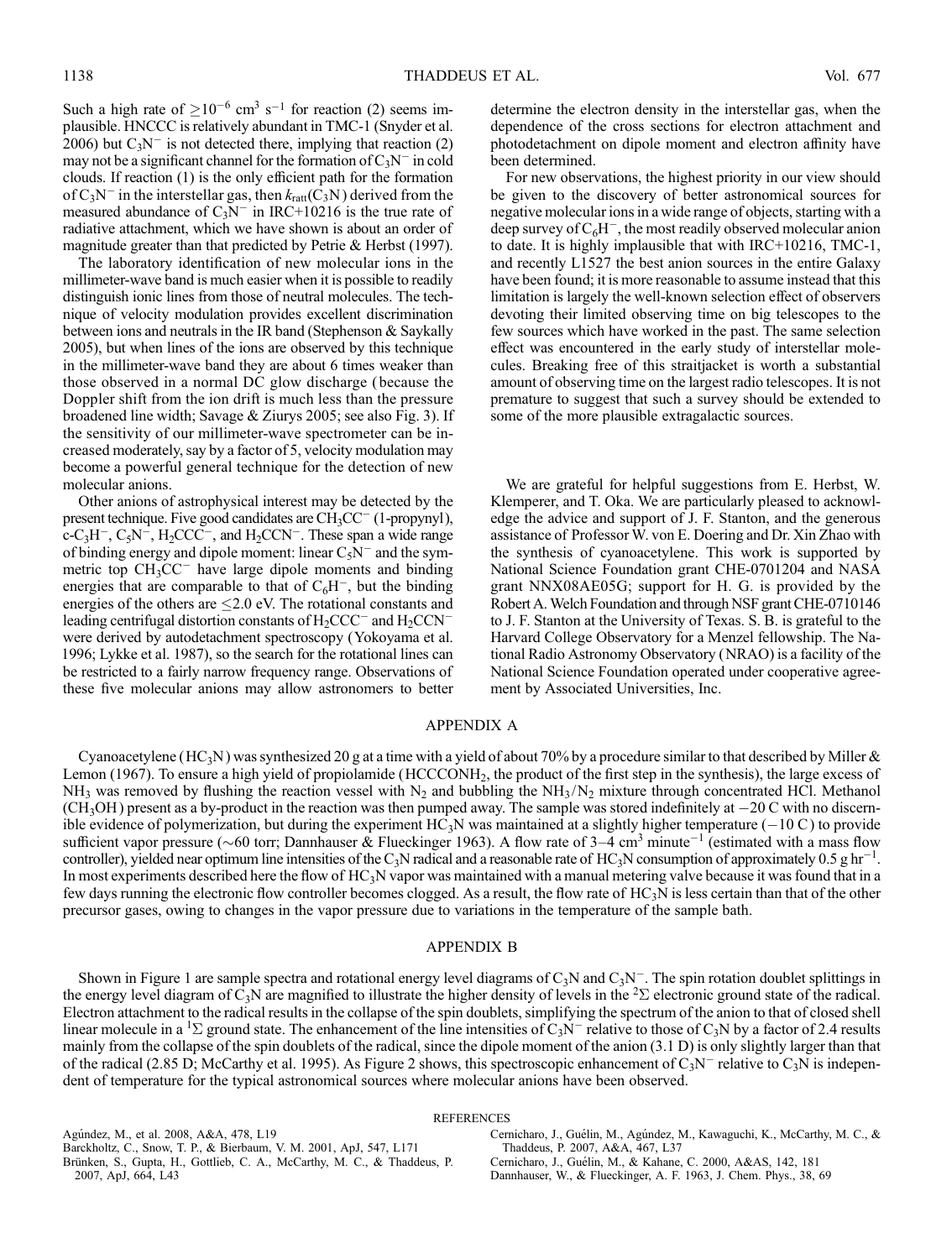Such a high rate of $\geq 10^{-6}$ cm$^3$ s$^{-1}$ for reaction (2) seems implausible. HNCCC is relatively abundant in TMC-1 (Snyder et al. 2006) but $C_3N^-$ is not detected there, implying that reaction (2) may not be a significant channel for the formation of $C_3N^-$ in cold clouds. If reaction (1) is the only efficient path for the formation of $C_3N^-$ in the interstellar gas, then $k_{\rm ratt}(C_3N)$ derived from the measured abundance of $C_3N^-$ in IRC+10216 is the true rate of radiative attachment, which we have shown is about an order of magnitude greater than that predicted by Petrie & Herbst (1997).

The laboratory identification of new molecular ions in the millimeter-wave band is much easier when it is possible to readily distinguish ionic lines from those of neutral molecules. The technique of velocity modulation provides excellent discrimination between ions and neutrals in the IR band (Stephenson & Saykally 2005), but when lines of the ions are observed by this technique in the millimeter-wave band they are about 6 times weaker than those observed in a normal DC glow discharge (because the Doppler shift from the ion drift is much less than the pressure broadened line width; Savage & Ziurys 2005; see also Fig. 3). If the sensitivity of our millimeter-wave spectrometer can be increased moderately, say by a factor of 5, velocity modulation may become a powerful general technique for the detection of new molecular anions.

Other anions of astrophysical interest may be detected by the present technique. Five good candidates are $CH_3CC^-$ (1-propynyl), c-$C_3H^-$, $C_5N^-$, $H_2CCC^-$, and $H_2CCN^-$. These span a wide range of binding energy and dipole moment: linear $C_5N^-$ and the symmetric top $CH_3CC^-$ have large dipole moments and binding energies that are comparable to that of $C_6H^-$, but the binding energies of the others are $\leq$2.0 eV. The rotational constants and leading centrifugal distortion constants of $H_2CCC^-$ and $H_2CCN^-$ were derived by autodetachment spectroscopy (Yokoyama et al. 1996; Lykke et al. 1987), so the search for the rotational lines can be restricted to a fairly narrow frequency range. Observations of these five molecular anions may allow astronomers to better determine the electron density in the interstellar gas, when the dependence of the cross sections for electron attachment and photodetachment on dipole moment and electron affinity have been determined.

For new observations, the highest priority in our view should be given to the discovery of better astronomical sources for negative molecular ions in a wide range of objects, starting with a deep survey of $C_6H^-$, the most readily observed molecular anion to date. It is highly implausible that with IRC+10216, TMC-1, and recently L1527 the best anion sources in the entire Galaxy have been found; it is more reasonable to assume instead that this limitation is largely the well-known selection effect of observers devoting their limited observing time on big telescopes to the few sources which have worked in the past. The same selection effect was encountered in the early study of interstellar molecules. Breaking free of this straitjacket is worth a substantial amount of observing time on the largest radio telescopes. It is not premature to suggest that such a survey should be extended to some of the more plausible extragalactic sources.

We are grateful for helpful suggestions from E. Herbst, W. Klemperer, and T. Oka. We are particularly pleased to acknowledge the advice and support of J. F. Stanton, and the generous assistance of Professor W. von E. Doering and Dr. Xin Zhao with the synthesis of cyanoacetylene. This work is supported by National Science Foundation grant CHE-0701204 and NASA grant NNX08AE05G; support for H. G. is provided by the Robert A. Welch Foundation and through NSF grant CHE-0710146 to J. F. Stanton at the University of Texas. S. B. is grateful to the Harvard College Observatory for a Menzel fellowship. The National Radio Astronomy Observatory (NRAO) is a facility of the National Science Foundation operated under cooperative agreement by Associated Universities, Inc.

## APPENDIX A

Cyanoacetylene ($HC_3N$) was synthesized 20 g at a time with a yield of about 70% by a procedure similar to that described by Miller & Lemon (1967). To ensure a high yield of propiolamide ($HCCCONH_2$, the product of the first step in the synthesis), the large excess of $NH_3$ was removed by flushing the reaction vessel with $N_2$ and bubbling the $NH_3/N_2$ mixture through concentrated HCl. Methanol ($CH_3OH$) present as a by-product in the reaction was then pumped away. The sample was stored indefinitely at $-20$ C with no discernible evidence of polymerization, but during the experiment $HC_3N$ was maintained at a slightly higher temperature ($-10$ C) to provide sufficient vapor pressure ($\sim$60 torr; Dannhauser & Flueckinger 1963). A flow rate of 3–4 cm$^3$ minute$^{-1}$ (estimated with a mass flow controller), yielded near optimum line intensities of the $C_3N$ radical and a reasonable rate of $HC_3N$ consumption of approximately 0.5 g hr$^{-1}$. In most experiments described here the flow of $HC_3N$ vapor was maintained with a manual metering valve because it was found that in a few days running the electronic flow controller becomes clogged. As a result, the flow rate of $HC_3N$ is less certain than that of the other precursor gases, owing to changes in the vapor pressure due to variations in the temperature of the sample bath.

## APPENDIX B

Shown in Figure 1 are sample spectra and rotational energy level diagrams of $C_3N$ and $C_3N^-$. The spin rotation doublet splittings in the energy level diagram of $C_3N$ are magnified to illustrate the higher density of levels in the $^2\Sigma$ electronic ground state of the radical. Electron attachment to the radical results in the collapse of the spin doublets, simplifying the spectrum of the anion to that of closed shell linear molecule in a $^1\Sigma$ ground state. The enhancement of the line intensities of $C_3N^-$ relative to those of $C_3N$ by a factor of 2.4 results mainly from the collapse of the spin doublets of the radical, since the dipole moment of the anion (3.1 D) is only slightly larger than that of the radical (2.85 D; McCarthy et al. 1995). As Figure 2 shows, this spectroscopic enhancement of $C_3N^-$ relative to $C_3N$ is independent of temperature for the typical astronomical sources where molecular anions have been observed.

## REFERENCES

Agúndez, M., et al. 2008, A&A, 478, L19

Barckholtz, C., Snow, T. P., & Bierbaum, V. M. 2001, ApJ, 547, L171

Brünken, S., Gupta, H., Gottlieb, C. A., McCarthy, M. C., & Thaddeus, P. 2007, ApJ, 664, L43

Cernicharo, J., Guélin, M., Agúndez, M., Kawaguchi, K., McCarthy, M. C., & Thaddeus, P. 2007, A&A, 467, L37

Cernicharo, J., Guélin, M., & Kahane, C. 2000, A&AS, 142, 181

Dannhauser, W., & Flueckinger, A. F. 1963, J. Chem. Phys., 38, 69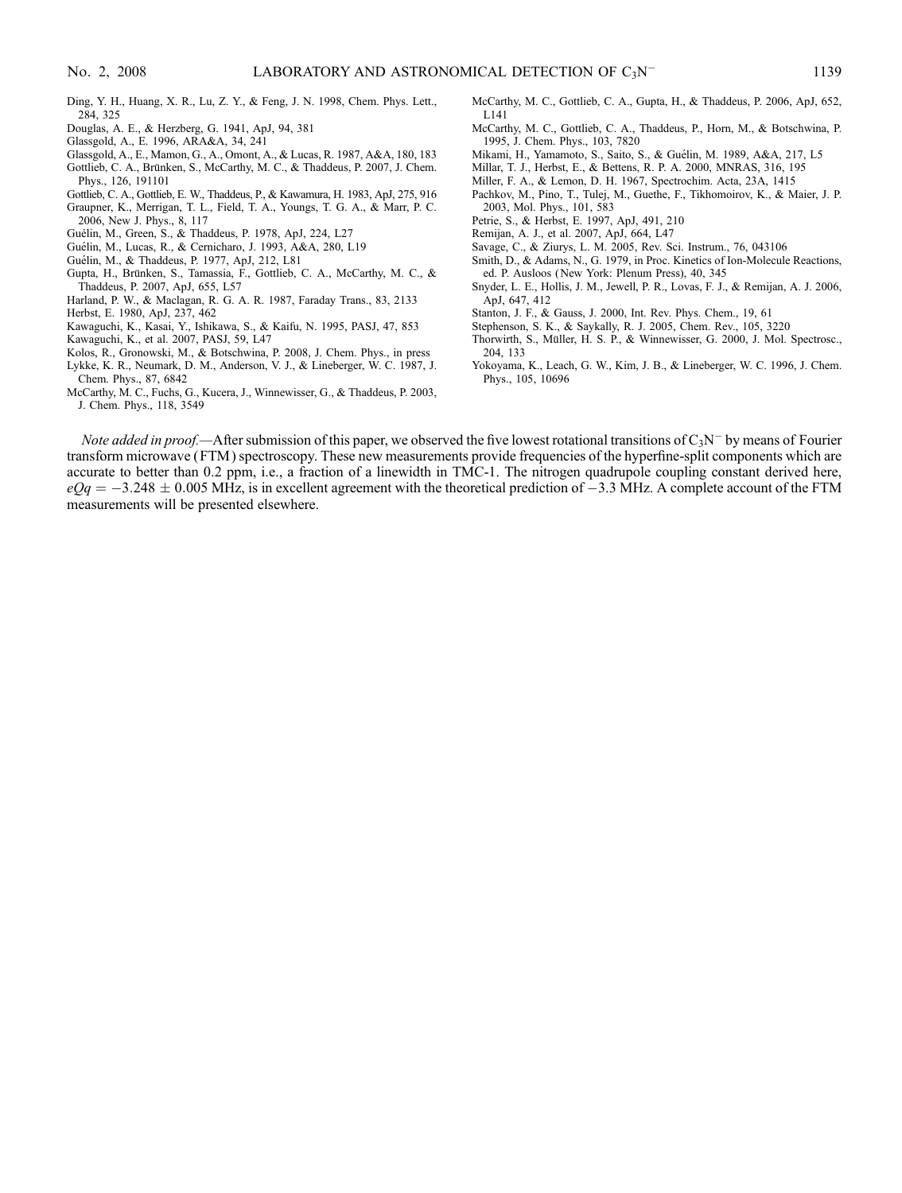Ding, Y. H., Huang, X. R., Lu, Z. Y., & Feng, J. N. 1998, Chem. Phys. Lett., 284, 325

Douglas, A. E., & Herzberg, G. 1941, ApJ, 94, 381

Glassgold, A., E. 1996, ARA&A, 34, 241

Glassgold, A., E., Mamon, G., A., Omont, A., & Lucas, R. 1987, A&A, 180, 183

Gottlieb, C. A., Brünken, S., McCarthy, M. C., & Thaddeus, P. 2007, J. Chem. Phys., 126, 191101

Gottlieb, C. A., Gottlieb, E. W., Thaddeus, P., & Kawamura, H. 1983, ApJ, 275, 916

Graupner, K., Merrigan, T. L., Field, T. A., Youngs, T. G. A., & Marr, P. C. 2006, New J. Phys., 8, 117

Guélin, M., Green, S., & Thaddeus, P. 1978, ApJ, 224, L27

Guélin, M., Lucas, R., & Cernicharo, J. 1993, A&A, 280, L19

Guélin, M., & Thaddeus, P. 1977, ApJ, 212, L81

Gupta, H., Brünken, S., Tamassia, F., Gottlieb, C. A., McCarthy, M. C., & Thaddeus, P. 2007, ApJ, 655, L57

Harland, P. W., & Maclagan, R. G. A. R. 1987, Faraday Trans., 83, 2133

Herbst, E. 1980, ApJ, 237, 462

Kawaguchi, K., Kasai, Y., Ishikawa, S., & Kaifu, N. 1995, PASJ, 47, 853

Kawaguchi, K., et al. 2007, PASJ, 59, L47

Kolos, R., Gronowski, M., & Botschwina, P. 2008, J. Chem. Phys., in press

Lykke, K. R., Neumark, D. M., Anderson, V. J., & Lineberger, W. C. 1987, J. Chem. Phys., 87, 6842

McCarthy, M. C., Fuchs, G., Kucera, J., Winnewisser, G., & Thaddeus, P. 2003, J. Chem. Phys., 118, 3549

McCarthy, M. C., Gottlieb, C. A., Gupta, H., & Thaddeus, P. 2006, ApJ, 652, L141

McCarthy, M. C., Gottlieb, C. A., Thaddeus, P., Horn, M., & Botschwina, P. 1995, J. Chem. Phys., 103, 7820

Mikami, H., Yamamoto, S., Saito, S., & Guélin, M. 1989, A&A, 217, L5

Millar, T. J., Herbst, E., & Bettens, R. P. A. 2000, MNRAS, 316, 195

Miller, F. A., & Lemon, D. H. 1967, Spectrochim. Acta, 23A, 1415

Pachkov, M., Pino, T., Tulej, M., Guethe, F., Tikhomoirov, K., & Maier, J. P. 2003, Mol. Phys., 101, 583

Petrie, S., & Herbst, E. 1997, ApJ, 491, 210

Remijan, A. J., et al. 2007, ApJ, 664, L47

Savage, C., & Ziurys, L. M. 2005, Rev. Sci. Instrum., 76, 043106

Smith, D., & Adams, N., G. 1979, in Proc. Kinetics of Ion-Molecule Reactions, ed. P. Ausloos (New York: Plenum Press), 40, 345

Snyder, L. E., Hollis, J. M., Jewell, P. R., Lovas, F. J., & Remijan, A. J. 2006, ApJ, 647, 412

Stanton, J. F., & Gauss, J. 2000, Int. Rev. Phys. Chem., 19, 61

Stephenson, S. K., & Saykally, R. J. 2005, Chem. Rev., 105, 3220

Thorwirth, S., Müller, H. S. P., & Winnewisser, G. 2000, J. Mol. Spectrosc., 204, 133

Yokoyama, K., Leach, G. W., Kim, J. B., & Lineberger, W. C. 1996, J. Chem. Phys., 105, 10696

*Note added in proof.*—After submission of this paper, we observed the five lowest rotational transitions of $C_3N^-$ by means of Fourier transform microwave (FTM) spectroscopy. These new measurements provide frequencies of the hyperfine-split components which are accurate to better than 0.2 ppm, i.e., a fraction of a linewidth in TMC-1. The nitrogen quadrupole coupling constant derived here, $eQq = -3.248 \pm 0.005$ MHz, is in excellent agreement with the theoretical prediction of $-3.3$ MHz. A complete account of the FTM measurements will be presented elsewhere.